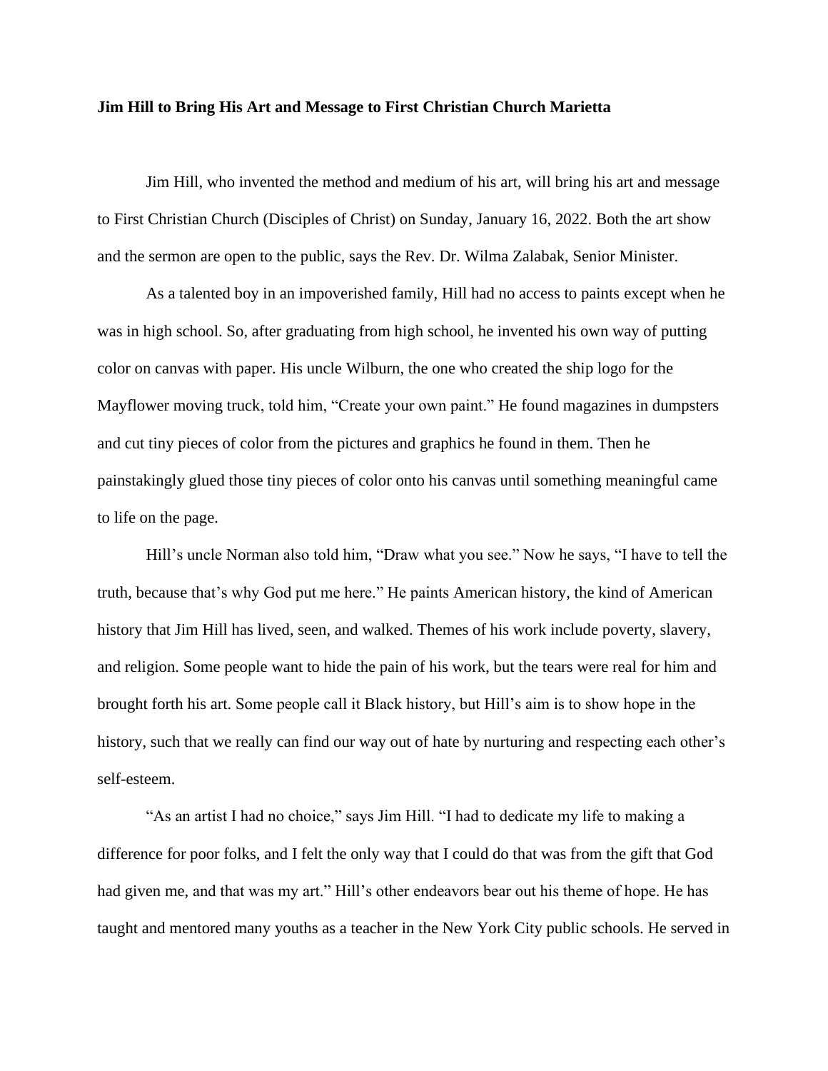**Jim Hill to Bring His Art and Message to First Christian Church Marietta**

Jim Hill, who invented the method and medium of his art, will bring his art and message to First Christian Church (Disciples of Christ) on Sunday, January 16, 2022. Both the art show and the sermon are open to the public, says the Rev. Dr. Wilma Zalabak, Senior Minister.

As a talented boy in an impoverished family, Hill had no access to paints except when he was in high school. So, after graduating from high school, he invented his own way of putting color on canvas with paper. His uncle Wilburn, the one who created the ship logo for the Mayflower moving truck, told him, "Create your own paint." He found magazines in dumpsters and cut tiny pieces of color from the pictures and graphics he found in them. Then he painstakingly glued those tiny pieces of color onto his canvas until something meaningful came to life on the page.

Hill's uncle Norman also told him, "Draw what you see." Now he says, "I have to tell the truth, because that's why God put me here." He paints American history, the kind of American history that Jim Hill has lived, seen, and walked. Themes of his work include poverty, slavery, and religion. Some people want to hide the pain of his work, but the tears were real for him and brought forth his art. Some people call it Black history, but Hill's aim is to show hope in the history, such that we really can find our way out of hate by nurturing and respecting each other's self-esteem.

"As an artist I had no choice," says Jim Hill. "I had to dedicate my life to making a difference for poor folks, and I felt the only way that I could do that was from the gift that God had given me, and that was my art." Hill's other endeavors bear out his theme of hope. He has taught and mentored many youths as a teacher in the New York City public schools. He served in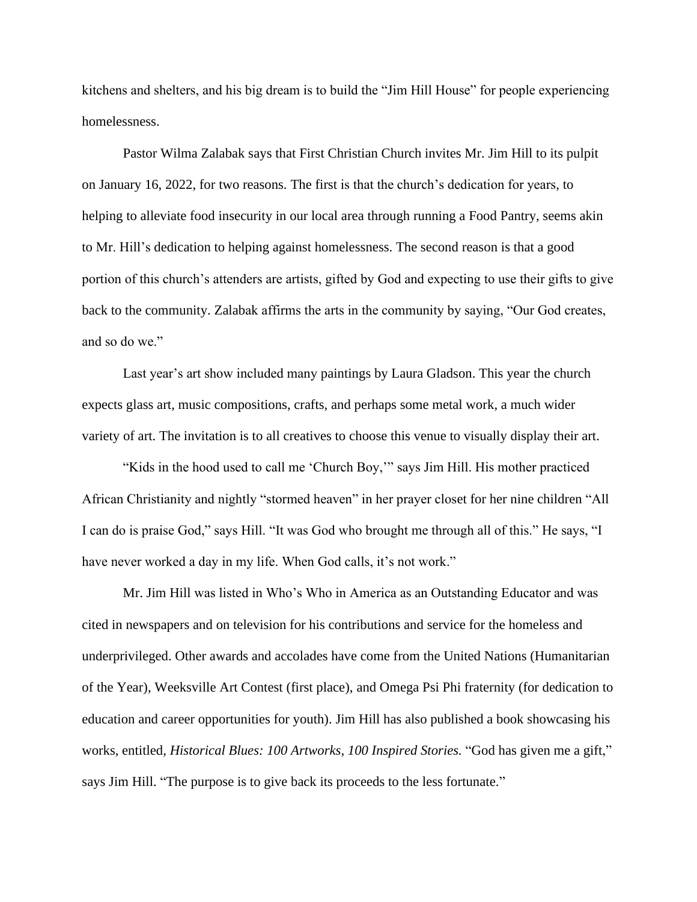kitchens and shelters, and his big dream is to build the "Jim Hill House" for people experiencing homelessness.

Pastor Wilma Zalabak says that First Christian Church invites Mr. Jim Hill to its pulpit on January 16, 2022, for two reasons. The first is that the church's dedication for years, to helping to alleviate food insecurity in our local area through running a Food Pantry, seems akin to Mr. Hill's dedication to helping against homelessness. The second reason is that a good portion of this church's attenders are artists, gifted by God and expecting to use their gifts to give back to the community. Zalabak affirms the arts in the community by saying, "Our God creates, and so do we."

Last year's art show included many paintings by Laura Gladson. This year the church expects glass art, music compositions, crafts, and perhaps some metal work, a much wider variety of art. The invitation is to all creatives to choose this venue to visually display their art.

"Kids in the hood used to call me 'Church Boy,'" says Jim Hill. His mother practiced African Christianity and nightly "stormed heaven" in her prayer closet for her nine children "All I can do is praise God," says Hill. "It was God who brought me through all of this." He says, "I have never worked a day in my life. When God calls, it's not work."

Mr. Jim Hill was listed in Who's Who in America as an Outstanding Educator and was cited in newspapers and on television for his contributions and service for the homeless and underprivileged. Other awards and accolades have come from the United Nations (Humanitarian of the Year), Weeksville Art Contest (first place), and Omega Psi Phi fraternity (for dedication to education and career opportunities for youth). Jim Hill has also published a book showcasing his works, entitled, *Historical Blues: 100 Artworks, 100 Inspired Stories.* "God has given me a gift," says Jim Hill. "The purpose is to give back its proceeds to the less fortunate."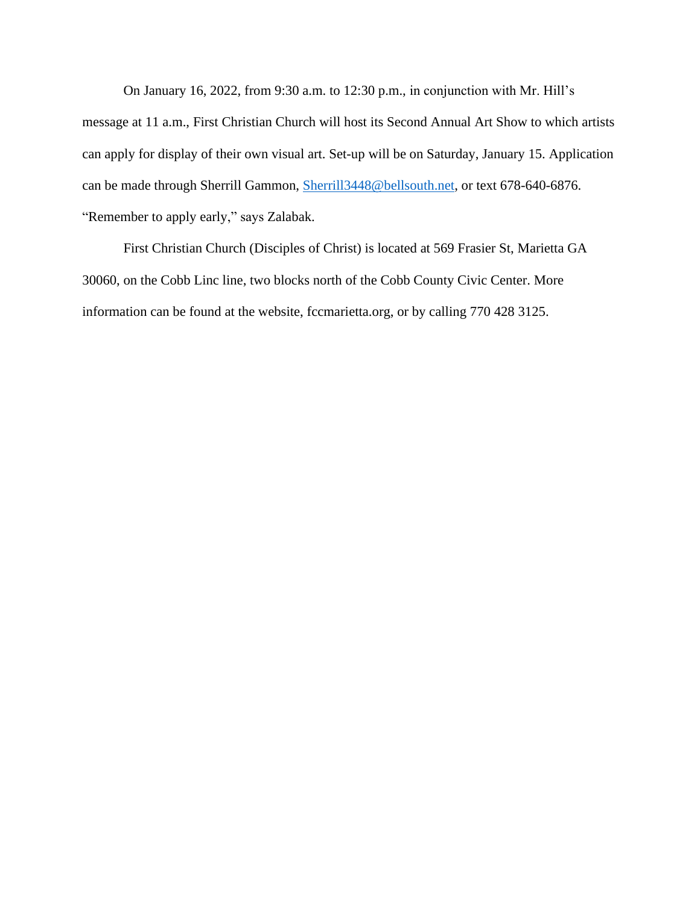On January 16, 2022, from 9:30 a.m. to 12:30 p.m., in conjunction with Mr. Hill's message at 11 a.m., First Christian Church will host its Second Annual Art Show to which artists can apply for display of their own visual art. Set-up will be on Saturday, January 15. Application can be made through Sherrill Gammon, Sherrill3448@bellsouth.net, or text 678-640-6876. "Remember to apply early," says Zalabak.

First Christian Church (Disciples of Christ) is located at 569 Frasier St, Marietta GA 30060, on the Cobb Linc line, two blocks north of the Cobb County Civic Center. More information can be found at the website, fccmarietta.org, or by calling 770 428 3125.